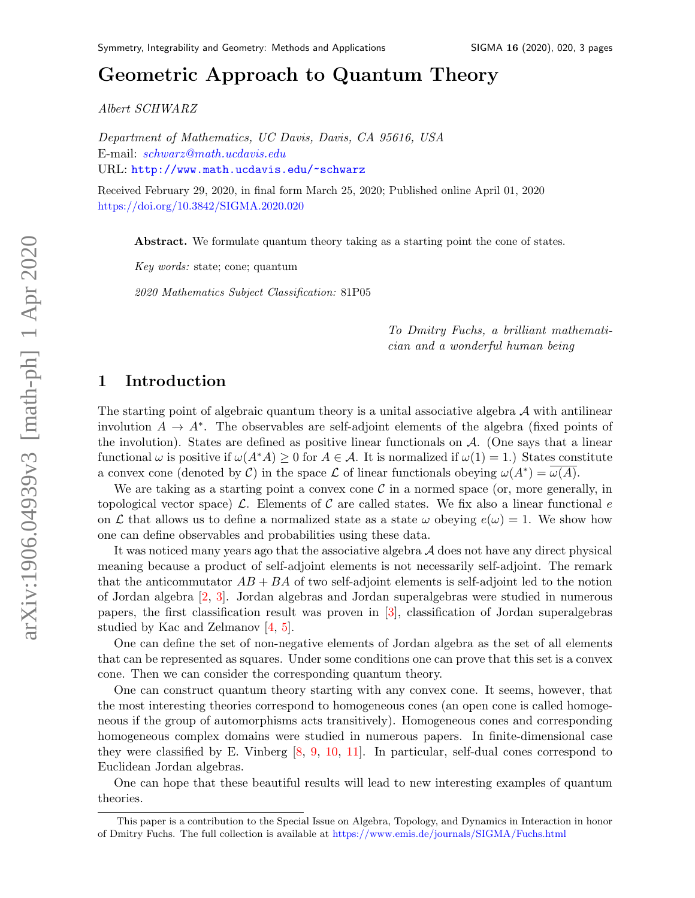# Geometric Approach to Quantum Theory

*Albert SCHWARZ*

*Department of Mathematics, UC Davis, Davis, CA 95616, USA*
E-mail: *schwarz@math.ucdavis.edu*
URL: http://www.math.ucdavis.edu/~schwarz

Received February 29, 2020, in final form March 25, 2020; Published online April 01, 2020
https://doi.org/10.3842/SIGMA.2020.020

**Abstract.** We formulate quantum theory taking as a starting point the cone of states.

*Key words:* state; cone; quantum

*2020 Mathematics Subject Classification:* 81P05

*To Dmitry Fuchs, a brilliant mathematician and a wonderful human being*

## 1 Introduction

The starting point of algebraic quantum theory is a unital associative algebra $\mathcal{A}$ with antilinear involution $A \to A^*$. The observables are self-adjoint elements of the algebra (fixed points of the involution). States are defined as positive linear functionals on $\mathcal{A}$. (One says that a linear functional $\omega$ is positive if $\omega(A^*A) \geq 0$ for $A \in \mathcal{A}$. It is normalized if $\omega(1) = 1$.) States constitute a convex cone (denoted by $\mathcal{C}$) in the space $\mathcal{L}$ of linear functionals obeying $\omega(A^*) = \overline{\omega(A)}$.

We are taking as a starting point a convex cone $\mathcal{C}$ in a normed space (or, more generally, in topological vector space) $\mathcal{L}$. Elements of $\mathcal{C}$ are called states. We fix also a linear functional $e$ on $\mathcal{L}$ that allows us to define a normalized state as a state $\omega$ obeying $e(\omega) = 1$. We show how one can define observables and probabilities using these data.

It was noticed many years ago that the associative algebra $\mathcal{A}$ does not have any direct physical meaning because a product of self-adjoint elements is not necessarily self-adjoint. The remark that the anticommutator $AB + BA$ of two self-adjoint elements is self-adjoint led to the notion of Jordan algebra [2, 3]. Jordan algebras and Jordan superalgebras were studied in numerous papers, the first classification result was proven in [3], classification of Jordan superalgebras studied by Kac and Zelmanov [4, 5].

One can define the set of non-negative elements of Jordan algebra as the set of all elements that can be represented as squares. Under some conditions one can prove that this set is a convex cone. Then we can consider the corresponding quantum theory.

One can construct quantum theory starting with any convex cone. It seems, however, that the most interesting theories correspond to homogeneous cones (an open cone is called homogeneous if the group of automorphisms acts transitively). Homogeneous cones and corresponding homogeneous complex domains were studied in numerous papers. In finite-dimensional case they were classified by E. Vinberg [8, 9, 10, 11]. In particular, self-dual cones correspond to Euclidean Jordan algebras.

One can hope that these beautiful results will lead to new interesting examples of quantum theories.

This paper is a contribution to the Special Issue on Algebra, Topology, and Dynamics in Interaction in honor of Dmitry Fuchs. The full collection is available at https://www.emis.de/journals/SIGMA/Fuchs.html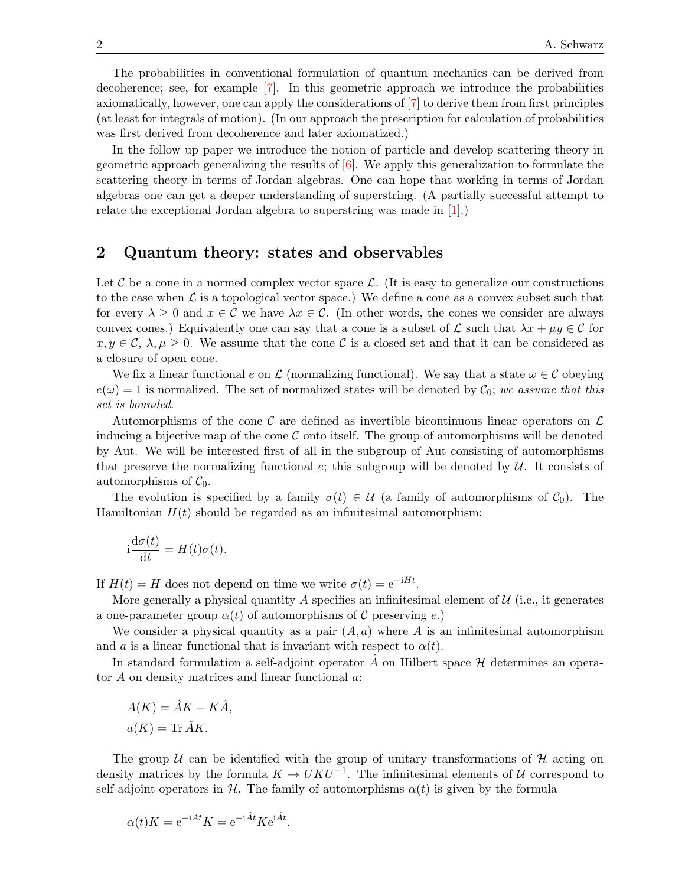The probabilities in conventional formulation of quantum mechanics can be derived from decoherence; see, for example [7]. In this geometric approach we introduce the probabilities axiomatically, however, one can apply the considerations of [7] to derive them from first principles (at least for integrals of motion). (In our approach the prescription for calculation of probabilities was first derived from decoherence and later axiomatized.)

In the follow up paper we introduce the notion of particle and develop scattering theory in geometric approach generalizing the results of [6]. We apply this generalization to formulate the scattering theory in terms of Jordan algebras. One can hope that working in terms of Jordan algebras one can get a deeper understanding of superstring. (A partially successful attempt to relate the exceptional Jordan algebra to superstring was made in [1].)

## 2 Quantum theory: states and observables

Let $\mathcal{C}$ be a cone in a normed complex vector space $\mathcal{L}$. (It is easy to generalize our constructions to the case when $\mathcal{L}$ is a topological vector space.) We define a cone as a convex subset such that for every $\lambda \geq 0$ and $x \in \mathcal{C}$ we have $\lambda x \in \mathcal{C}$. (In other words, the cones we consider are always convex cones.) Equivalently one can say that a cone is a subset of $\mathcal{L}$ such that $\lambda x + \mu y \in \mathcal{C}$ for $x, y \in \mathcal{C}$, $\lambda, \mu \geq 0$. We assume that the cone $\mathcal{C}$ is a closed set and that it can be considered as a closure of open cone.

We fix a linear functional $e$ on $\mathcal{L}$ (normalizing functional). We say that a state $\omega \in \mathcal{C}$ obeying $e(\omega) = 1$ is normalized. The set of normalized states will be denoted by $\mathcal{C}_0$; *we assume that this set is bounded*.

Automorphisms of the cone $\mathcal{C}$ are defined as invertible bicontinuous linear operators on $\mathcal{L}$ inducing a bijective map of the cone $\mathcal{C}$ onto itself. The group of automorphisms will be denoted by Aut. We will be interested first of all in the subgroup of Aut consisting of automorphisms that preserve the normalizing functional $e$; this subgroup will be denoted by $\mathcal{U}$. It consists of automorphisms of $\mathcal{C}_0$.

The evolution is specified by a family $\sigma(t) \in \mathcal{U}$ (a family of automorphisms of $\mathcal{C}_0$). The Hamiltonian $H(t)$ should be regarded as an infinitesimal automorphism:

$$\mathrm{i}\frac{\mathrm{d}\sigma(t)}{\mathrm{d}t} = H(t)\sigma(t).$$

If $H(t) = H$ does not depend on time we write $\sigma(t) = \mathrm{e}^{-\mathrm{i}Ht}$.

More generally a physical quantity $A$ specifies an infinitesimal element of $\mathcal{U}$ (i.e., it generates a one-parameter group $\alpha(t)$ of automorphisms of $\mathcal{C}$ preserving $e$.)

We consider a physical quantity as a pair $(A, a)$ where $A$ is an infinitesimal automorphism and $a$ is a linear functional that is invariant with respect to $\alpha(t)$.

In standard formulation a self-adjoint operator $\hat{A}$ on Hilbert space $\mathcal{H}$ determines an operator $A$ on density matrices and linear functional $a$:

$$A(K) = \hat{A}K - K\hat{A},$$
$$a(K) = \operatorname{Tr} \hat{A}K.$$

The group $\mathcal{U}$ can be identified with the group of unitary transformations of $\mathcal{H}$ acting on density matrices by the formula $K \to UKU^{-1}$. The infinitesimal elements of $\mathcal{U}$ correspond to self-adjoint operators in $\mathcal{H}$. The family of automorphisms $\alpha(t)$ is given by the formula

$$\alpha(t)K = \mathrm{e}^{-\mathrm{i}At}K = \mathrm{e}^{-\mathrm{i}\hat{A}t}K\mathrm{e}^{\mathrm{i}\hat{A}t}.$$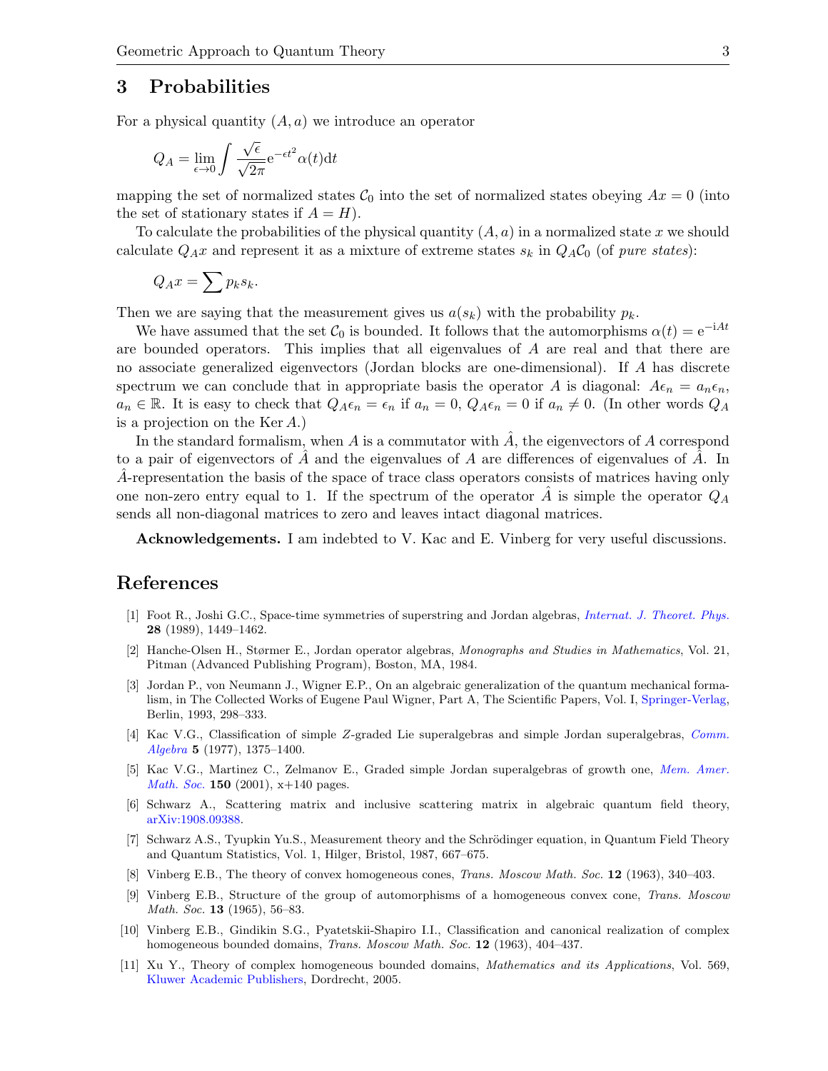## 3 Probabilities

For a physical quantity $(A, a)$ we introduce an operator

$$Q_A = \lim_{\epsilon \to 0} \int \frac{\sqrt{\epsilon}}{\sqrt{2\pi}} \mathrm{e}^{-\epsilon t^2} \alpha(t) \mathrm{d}t$$

mapping the set of normalized states $\mathcal{C}_0$ into the set of normalized states obeying $Ax = 0$ (into the set of stationary states if $A = H$).

To calculate the probabilities of the physical quantity $(A, a)$ in a normalized state $x$ we should calculate $Q_A x$ and represent it as a mixture of extreme states $s_k$ in $Q_A \mathcal{C}_0$ (of *pure states*):

$$Q_A x = \sum p_k s_k.$$

Then we are saying that the measurement gives us $a(s_k)$ with the probability $p_k$.

We have assumed that the set $\mathcal{C}_0$ is bounded. It follows that the automorphisms $\alpha(t) = \mathrm{e}^{-\mathrm{i}At}$ are bounded operators. This implies that all eigenvalues of $A$ are real and that there are no associate generalized eigenvectors (Jordan blocks are one-dimensional). If $A$ has discrete spectrum we can conclude that in appropriate basis the operator $A$ is diagonal: $A\epsilon_n = a_n \epsilon_n$, $a_n \in \mathbb{R}$. It is easy to check that $Q_A \epsilon_n = \epsilon_n$ if $a_n = 0$, $Q_A \epsilon_n = 0$ if $a_n \neq 0$. (In other words $Q_A$ is a projection on the $\operatorname{Ker} A$.)

In the standard formalism, when $A$ is a commutator with $\hat{A}$, the eigenvectors of $A$ correspond to a pair of eigenvectors of $\hat{A}$ and the eigenvalues of $A$ are differences of eigenvalues of $\hat{A}$. In $\hat{A}$-representation the basis of the space of trace class operators consists of matrices having only one non-zero entry equal to 1. If the spectrum of the operator $\hat{A}$ is simple the operator $Q_A$ sends all non-diagonal matrices to zero and leaves intact diagonal matrices.

**Acknowledgements.** I am indebted to V. Kac and E. Vinberg for very useful discussions.

## References

[1] Foot R., Joshi G.C., Space-time symmetries of superstring and Jordan algebras, *Internat. J. Theoret. Phys.* **28** (1989), 1449–1462.

[2] Hanche-Olsen H., Størmer E., Jordan operator algebras, *Monographs and Studies in Mathematics*, Vol. 21, Pitman (Advanced Publishing Program), Boston, MA, 1984.

[3] Jordan P., von Neumann J., Wigner E.P., On an algebraic generalization of the quantum mechanical formalism, in The Collected Works of Eugene Paul Wigner, Part A, The Scientific Papers, Vol. I, Springer-Verlag, Berlin, 1993, 298–333.

[4] Kac V.G., Classification of simple $Z$-graded Lie superalgebras and simple Jordan superalgebras, *Comm. Algebra* **5** (1977), 1375–1400.

[5] Kac V.G., Martinez C., Zelmanov E., Graded simple Jordan superalgebras of growth one, *Mem. Amer. Math. Soc.* **150** (2001), x+140 pages.

[6] Schwarz A., Scattering matrix and inclusive scattering matrix in algebraic quantum field theory, arXiv:1908.09388.

[7] Schwarz A.S., Tyupkin Yu.S., Measurement theory and the Schrödinger equation, in Quantum Field Theory and Quantum Statistics, Vol. 1, Hilger, Bristol, 1987, 667–675.

[8] Vinberg E.B., The theory of convex homogeneous cones, *Trans. Moscow Math. Soc.* **12** (1963), 340–403.

[9] Vinberg E.B., Structure of the group of automorphisms of a homogeneous convex cone, *Trans. Moscow Math. Soc.* **13** (1965), 56–83.

[10] Vinberg E.B., Gindikin S.G., Pyatetskii-Shapiro I.I., Classification and canonical realization of complex homogeneous bounded domains, *Trans. Moscow Math. Soc.* **12** (1963), 404–437.

[11] Xu Y., Theory of complex homogeneous bounded domains, *Mathematics and its Applications*, Vol. 569, Kluwer Academic Publishers, Dordrecht, 2005.